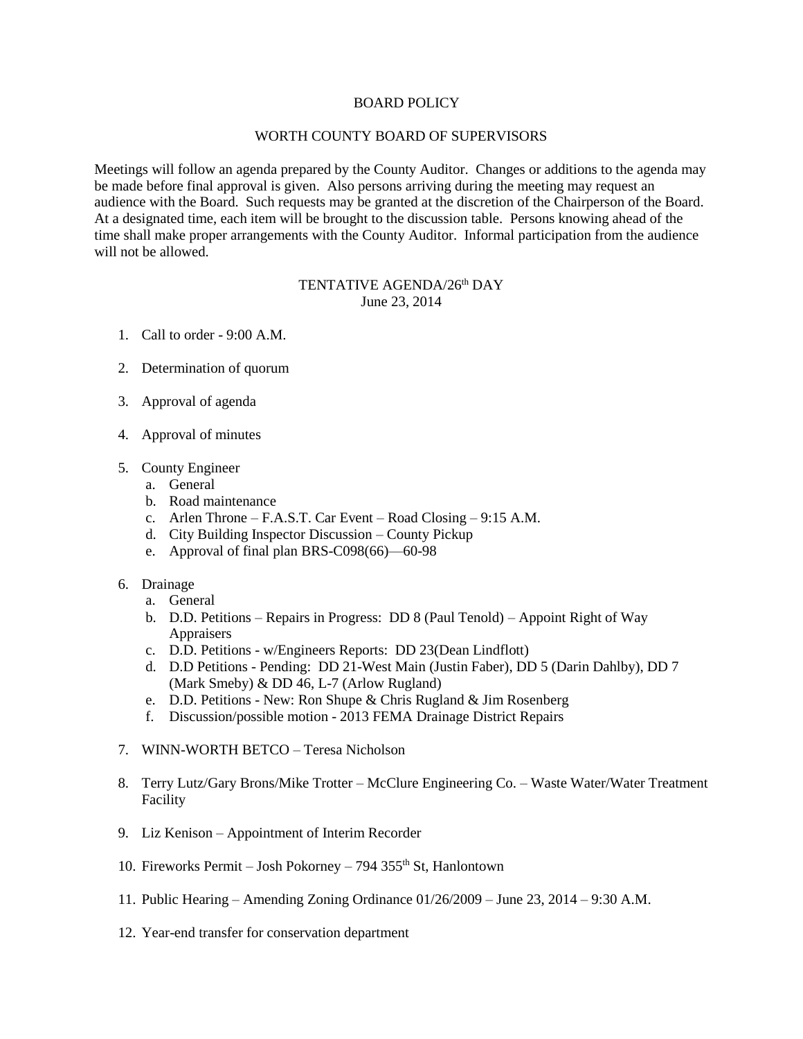# BOARD POLICY

## WORTH COUNTY BOARD OF SUPERVISORS

Meetings will follow an agenda prepared by the County Auditor. Changes or additions to the agenda may be made before final approval is given. Also persons arriving during the meeting may request an audience with the Board. Such requests may be granted at the discretion of the Chairperson of the Board. At a designated time, each item will be brought to the discussion table. Persons knowing ahead of the time shall make proper arrangements with the County Auditor. Informal participation from the audience will not be allowed.

### TENTATIVE AGENDA/26th DAY
June 23, 2014

1. Call to order - 9:00 A.M.

2. Determination of quorum

3. Approval of agenda

4. Approval of minutes

5. County Engineer
   a. General
   b. Road maintenance
   c. Arlen Throne – F.A.S.T. Car Event – Road Closing – 9:15 A.M.
   d. City Building Inspector Discussion – County Pickup
   e. Approval of final plan BRS-C098(66)—60-98

6. Drainage
   a. General
   b. D.D. Petitions – Repairs in Progress: DD 8 (Paul Tenold) – Appoint Right of Way Appraisers
   c. D.D. Petitions - w/Engineers Reports: DD 23(Dean Lindflott)
   d. D.D Petitions - Pending: DD 21-West Main (Justin Faber), DD 5 (Darin Dahlby), DD 7 (Mark Smeby) & DD 46, L-7 (Arlow Rugland)
   e. D.D. Petitions - New: Ron Shupe & Chris Rugland & Jim Rosenberg
   f. Discussion/possible motion - 2013 FEMA Drainage District Repairs

7. WINN-WORTH BETCO – Teresa Nicholson

8. Terry Lutz/Gary Brons/Mike Trotter – McClure Engineering Co. – Waste Water/Water Treatment Facility

9. Liz Kenison – Appointment of Interim Recorder

10. Fireworks Permit – Josh Pokorney – 794 355th St, Hanlontown

11. Public Hearing – Amending Zoning Ordinance 01/26/2009 – June 23, 2014 – 9:30 A.M.

12. Year-end transfer for conservation department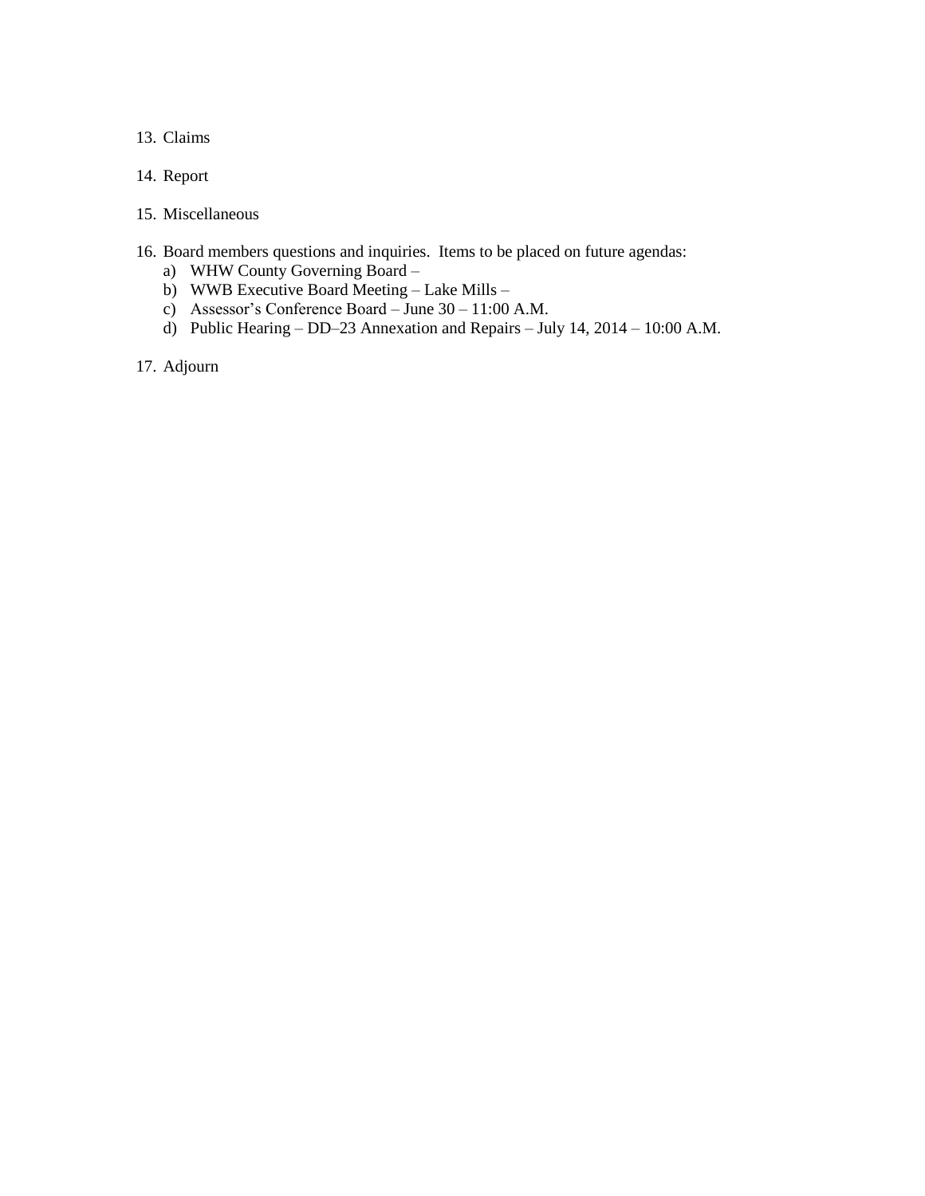13. Claims

14. Report

15. Miscellaneous

16. Board members questions and inquiries.  Items to be placed on future agendas:
    a) WHW County Governing Board –
    b) WWB Executive Board Meeting – Lake Mills –
    c) Assessor's Conference Board – June 30 – 11:00 A.M.
    d) Public Hearing – DD–23 Annexation and Repairs – July 14, 2014 – 10:00 A.M.

17. Adjourn